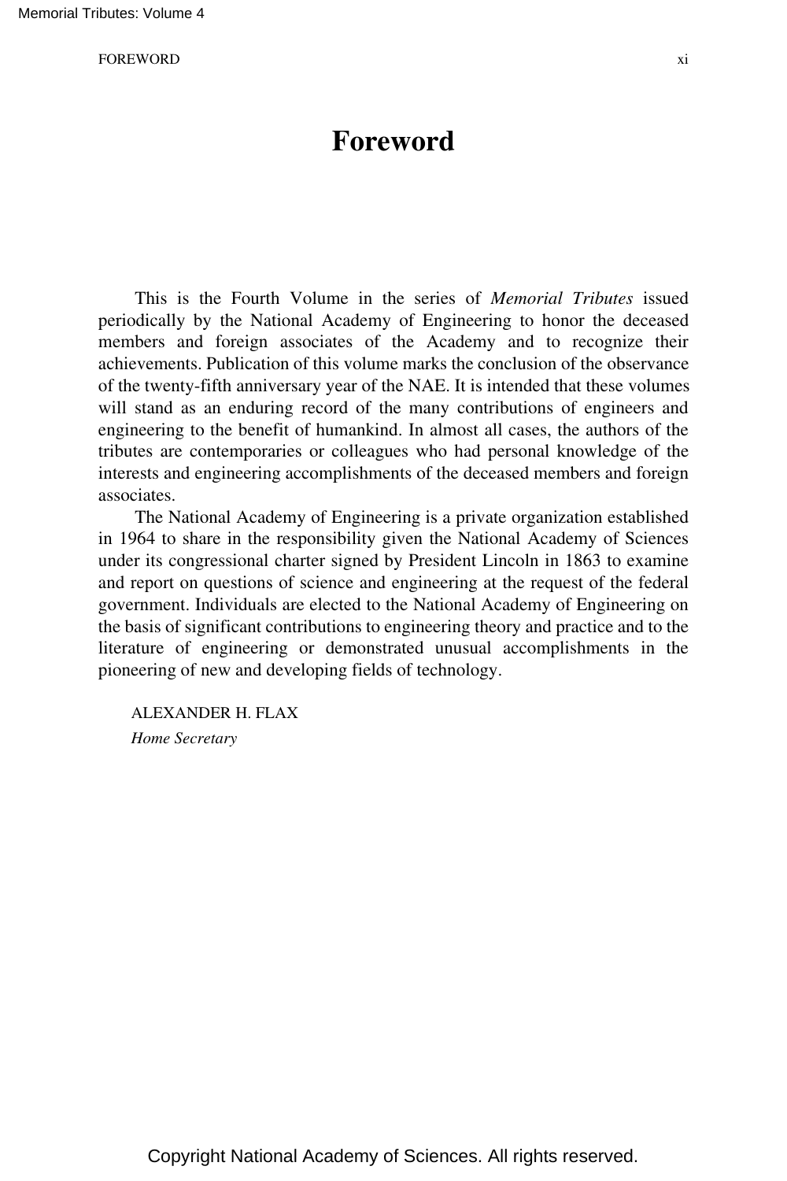# Foreword

This is the Fourth Volume in the series of *Memorial Tributes* issued periodically by the National Academy of Engineering to honor the deceased members and foreign associates of the Academy and to recognize their achievements. Publication of this volume marks the conclusion of the observance of the twenty-fifth anniversary year of the NAE. It is intended that these volumes will stand as an enduring record of the many contributions of engineers and engineering to the benefit of humankind. In almost all cases, the authors of the tributes are contemporaries or colleagues who had personal knowledge of the interests and engineering accomplishments of the deceased members and foreign associates.

The National Academy of Engineering is a private organization established in 1964 to share in the responsibility given the National Academy of Sciences under its congressional charter signed by President Lincoln in 1863 to examine and report on questions of science and engineering at the request of the federal government. Individuals are elected to the National Academy of Engineering on the basis of significant contributions to engineering theory and practice and to the literature of engineering or demonstrated unusual accomplishments in the pioneering of new and developing fields of technology.

ALEXANDER H. FLAX
*Home Secretary*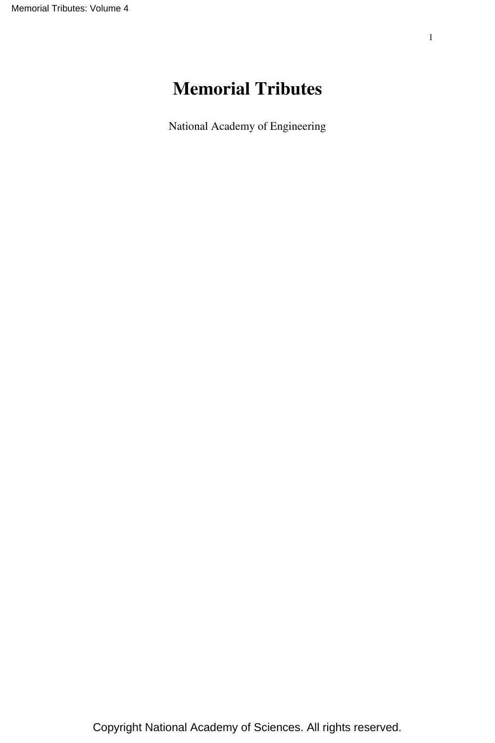# Memorial Tributes

National Academy of Engineering